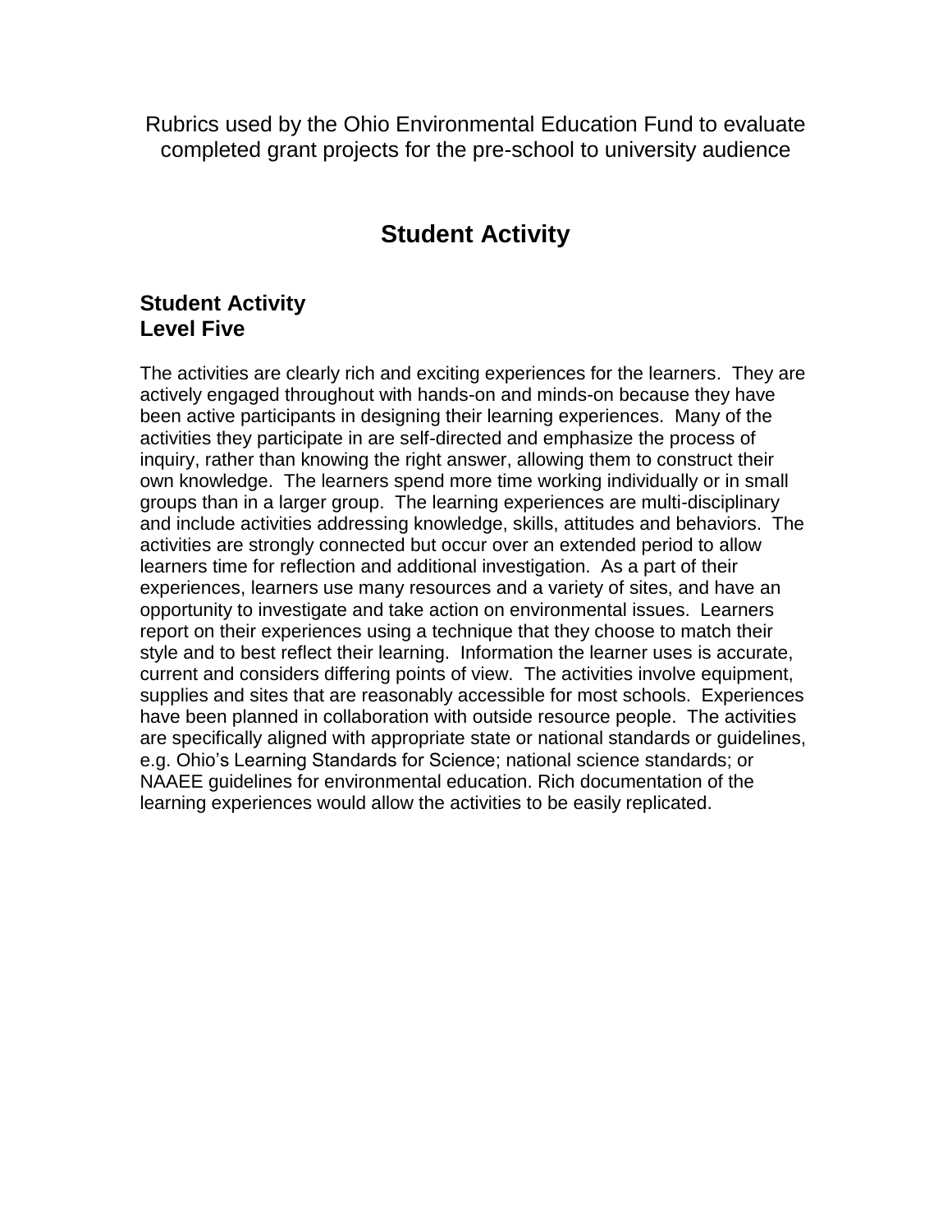Rubrics used by the Ohio Environmental Education Fund to evaluate completed grant projects for the pre-school to university audience

# Student Activity

## Student Activity
## Level Five

The activities are clearly rich and exciting experiences for the learners. They are actively engaged throughout with hands-on and minds-on because they have been active participants in designing their learning experiences. Many of the activities they participate in are self-directed and emphasize the process of inquiry, rather than knowing the right answer, allowing them to construct their own knowledge. The learners spend more time working individually or in small groups than in a larger group. The learning experiences are multi-disciplinary and include activities addressing knowledge, skills, attitudes and behaviors. The activities are strongly connected but occur over an extended period to allow learners time for reflection and additional investigation. As a part of their experiences, learners use many resources and a variety of sites, and have an opportunity to investigate and take action on environmental issues. Learners report on their experiences using a technique that they choose to match their style and to best reflect their learning. Information the learner uses is accurate, current and considers differing points of view. The activities involve equipment, supplies and sites that are reasonably accessible for most schools. Experiences have been planned in collaboration with outside resource people. The activities are specifically aligned with appropriate state or national standards or guidelines, e.g. Ohio's Learning Standards for Science; national science standards; or NAAEE guidelines for environmental education. Rich documentation of the learning experiences would allow the activities to be easily replicated.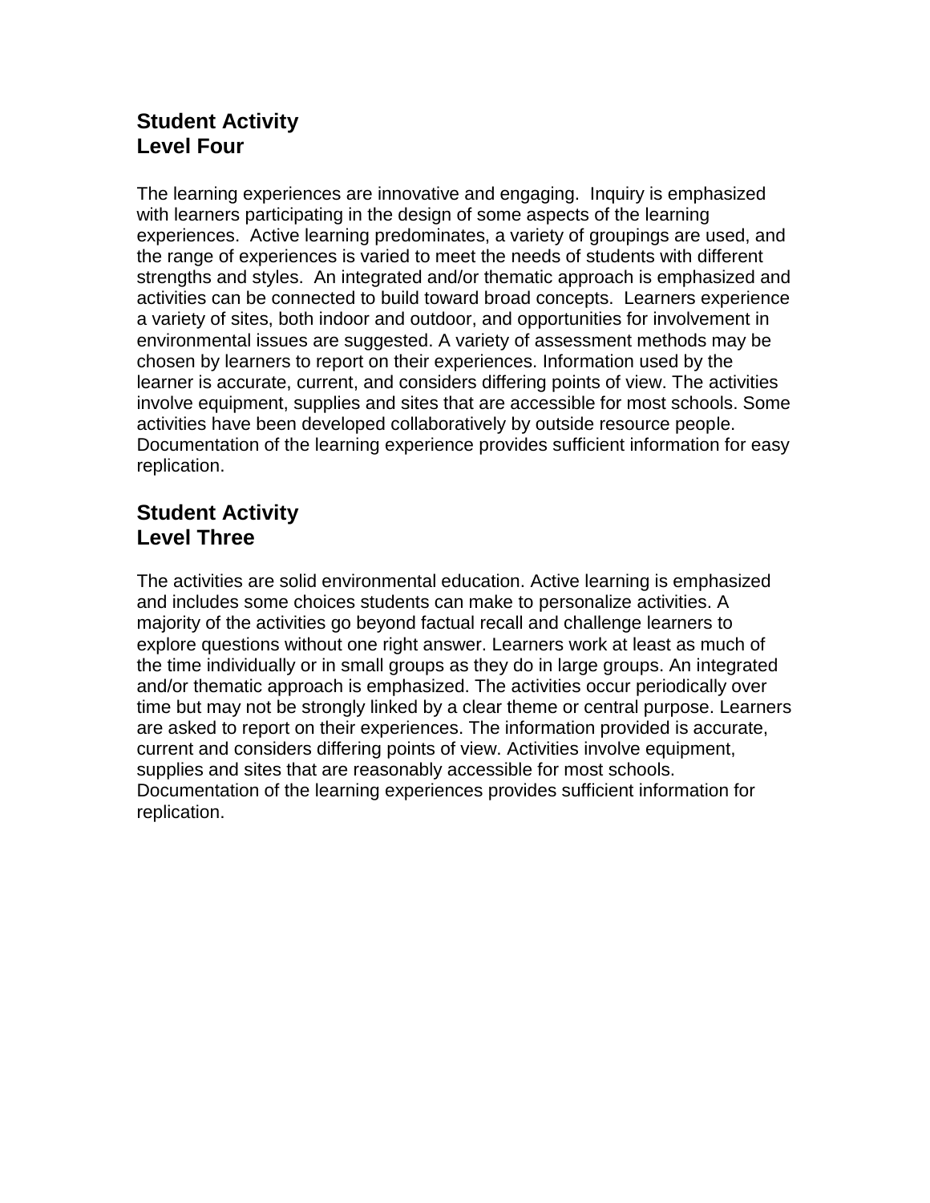**Student Activity**
**Level Four**

The learning experiences are innovative and engaging. Inquiry is emphasized with learners participating in the design of some aspects of the learning experiences. Active learning predominates, a variety of groupings are used, and the range of experiences is varied to meet the needs of students with different strengths and styles. An integrated and/or thematic approach is emphasized and activities can be connected to build toward broad concepts. Learners experience a variety of sites, both indoor and outdoor, and opportunities for involvement in environmental issues are suggested. A variety of assessment methods may be chosen by learners to report on their experiences. Information used by the learner is accurate, current, and considers differing points of view. The activities involve equipment, supplies and sites that are accessible for most schools. Some activities have been developed collaboratively by outside resource people. Documentation of the learning experience provides sufficient information for easy replication.

**Student Activity**
**Level Three**

The activities are solid environmental education. Active learning is emphasized and includes some choices students can make to personalize activities. A majority of the activities go beyond factual recall and challenge learners to explore questions without one right answer. Learners work at least as much of the time individually or in small groups as they do in large groups. An integrated and/or thematic approach is emphasized. The activities occur periodically over time but may not be strongly linked by a clear theme or central purpose. Learners are asked to report on their experiences. The information provided is accurate, current and considers differing points of view. Activities involve equipment, supplies and sites that are reasonably accessible for most schools. Documentation of the learning experiences provides sufficient information for replication.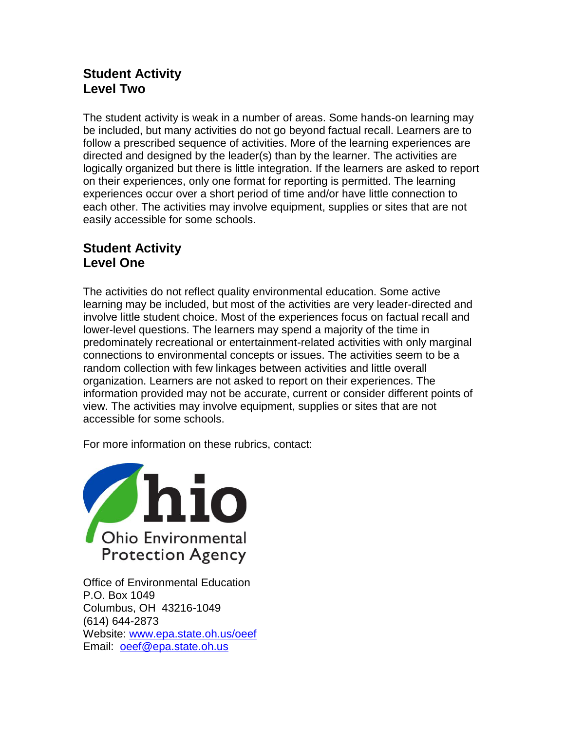## Student Activity
## Level Two

The student activity is weak in a number of areas. Some hands-on learning may be included, but many activities do not go beyond factual recall. Learners are to follow a prescribed sequence of activities. More of the learning experiences are directed and designed by the leader(s) than by the learner. The activities are logically organized but there is little integration. If the learners are asked to report on their experiences, only one format for reporting is permitted. The learning experiences occur over a short period of time and/or have little connection to each other. The activities may involve equipment, supplies or sites that are not easily accessible for some schools.

## Student Activity
## Level One

The activities do not reflect quality environmental education. Some active learning may be included, but most of the activities are very leader-directed and involve little student choice. Most of the experiences focus on factual recall and lower-level questions. The learners may spend a majority of the time in predominately recreational or entertainment-related activities with only marginal connections to environmental concepts or issues. The activities seem to be a random collection with few linkages between activities and little overall organization. Learners are not asked to report on their experiences. The information provided may not be accurate, current or consider different points of view. The activities may involve equipment, supplies or sites that are not accessible for some schools.

For more information on these rubrics, contact:

Ohio
Ohio Environmental Protection Agency

Office of Environmental Education
P.O. Box 1049
Columbus, OH 43216-1049
(614) 644-2873
Website: [www.epa.state.oh.us/oeef](http://www.epa.state.oh.us/oeef)
Email: [oeef@epa.state.oh.us](mailto:oeef@epa.state.oh.us)